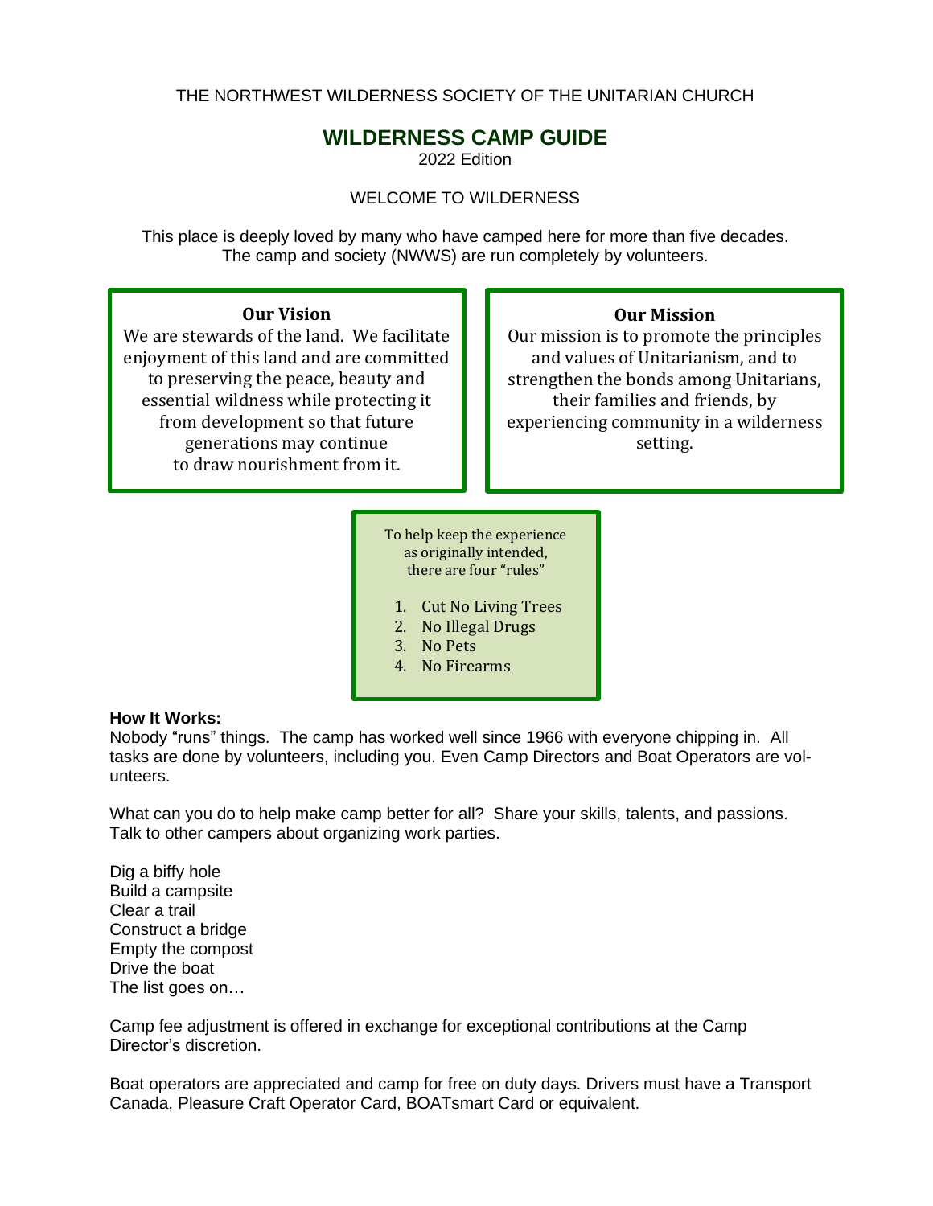THE NORTHWEST WILDERNESS SOCIETY OF THE UNITARIAN CHURCH

# WILDERNESS CAMP GUIDE

2022 Edition

WELCOME TO WILDERNESS

This place is deeply loved by many who have camped here for more than five decades. The camp and society (NWWS) are run completely by volunteers.

**Our Vision**

We are stewards of the land. We facilitate enjoyment of this land and are committed to preserving the peace, beauty and essential wildness while protecting it from development so that future generations may continue to draw nourishment from it.

**Our Mission**

Our mission is to promote the principles and values of Unitarianism, and to strengthen the bonds among Unitarians, their families and friends, by experiencing community in a wilderness setting.

To help keep the experience as originally intended, there are four "rules"

1. Cut No Living Trees
2. No Illegal Drugs
3. No Pets
4. No Firearms

**How It Works:**

Nobody "runs" things. The camp has worked well since 1966 with everyone chipping in. All tasks are done by volunteers, including you. Even Camp Directors and Boat Operators are volunteers.

What can you do to help make camp better for all? Share your skills, talents, and passions. Talk to other campers about organizing work parties.

Dig a biffy hole
Build a campsite
Clear a trail
Construct a bridge
Empty the compost
Drive the boat
The list goes on…

Camp fee adjustment is offered in exchange for exceptional contributions at the Camp Director's discretion.

Boat operators are appreciated and camp for free on duty days. Drivers must have a Transport Canada, Pleasure Craft Operator Card, BOATsmart Card or equivalent.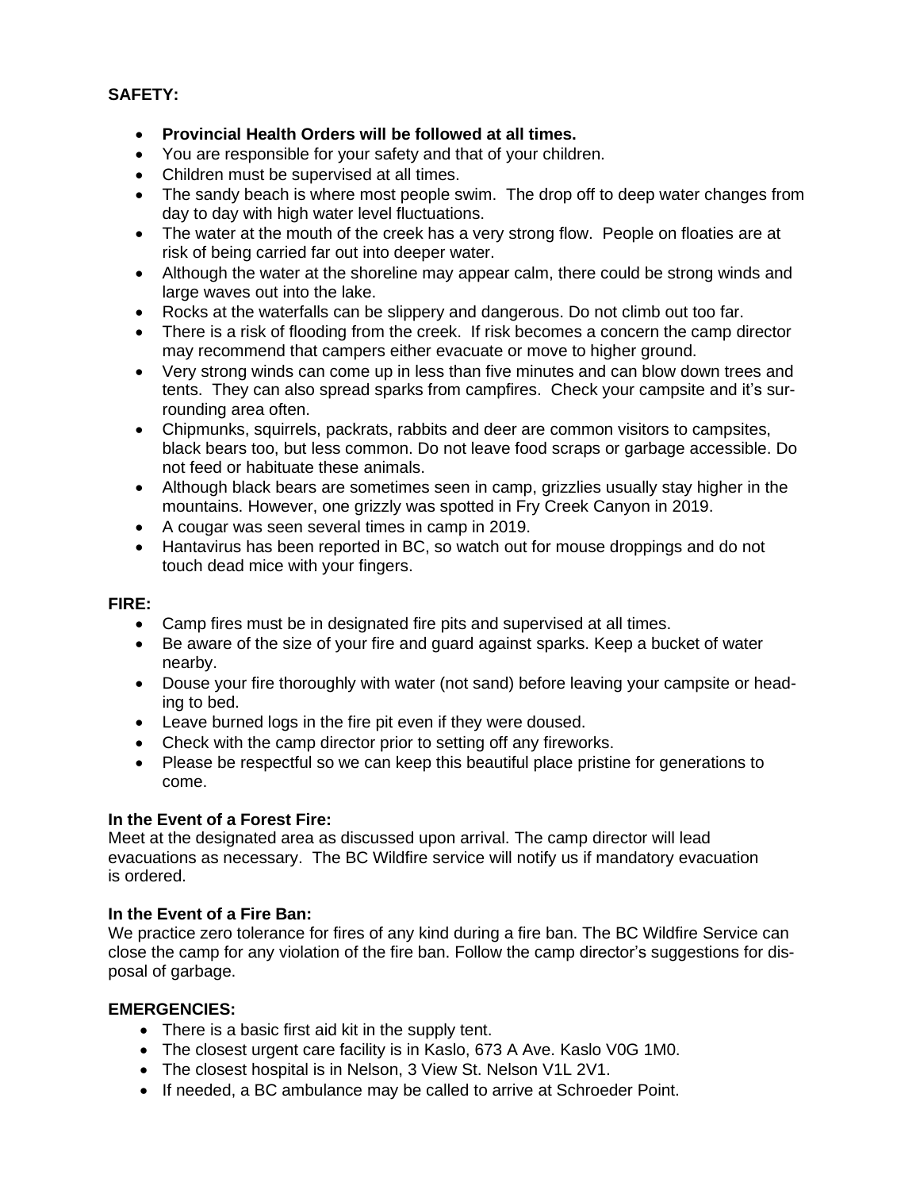**SAFETY:**

- **Provincial Health Orders will be followed at all times.**
- You are responsible for your safety and that of your children.
- Children must be supervised at all times.
- The sandy beach is where most people swim. The drop off to deep water changes from day to day with high water level fluctuations.
- The water at the mouth of the creek has a very strong flow. People on floaties are at risk of being carried far out into deeper water.
- Although the water at the shoreline may appear calm, there could be strong winds and large waves out into the lake.
- Rocks at the waterfalls can be slippery and dangerous. Do not climb out too far.
- There is a risk of flooding from the creek. If risk becomes a concern the camp director may recommend that campers either evacuate or move to higher ground.
- Very strong winds can come up in less than five minutes and can blow down trees and tents. They can also spread sparks from campfires. Check your campsite and it's surrounding area often.
- Chipmunks, squirrels, packrats, rabbits and deer are common visitors to campsites, black bears too, but less common. Do not leave food scraps or garbage accessible. Do not feed or habituate these animals.
- Although black bears are sometimes seen in camp, grizzlies usually stay higher in the mountains. However, one grizzly was spotted in Fry Creek Canyon in 2019.
- A cougar was seen several times in camp in 2019.
- Hantavirus has been reported in BC, so watch out for mouse droppings and do not touch dead mice with your fingers.

**FIRE:**

- Camp fires must be in designated fire pits and supervised at all times.
- Be aware of the size of your fire and guard against sparks. Keep a bucket of water nearby.
- Douse your fire thoroughly with water (not sand) before leaving your campsite or heading to bed.
- Leave burned logs in the fire pit even if they were doused.
- Check with the camp director prior to setting off any fireworks.
- Please be respectful so we can keep this beautiful place pristine for generations to come.

**In the Event of a Forest Fire:**

Meet at the designated area as discussed upon arrival. The camp director will lead evacuations as necessary. The BC Wildfire service will notify us if mandatory evacuation is ordered.

**In the Event of a Fire Ban:**

We practice zero tolerance for fires of any kind during a fire ban. The BC Wildfire Service can close the camp for any violation of the fire ban. Follow the camp director's suggestions for disposal of garbage.

**EMERGENCIES:**

- There is a basic first aid kit in the supply tent.
- The closest urgent care facility is in Kaslo, 673 A Ave. Kaslo V0G 1M0.
- The closest hospital is in Nelson, 3 View St. Nelson V1L 2V1.
- If needed, a BC ambulance may be called to arrive at Schroeder Point.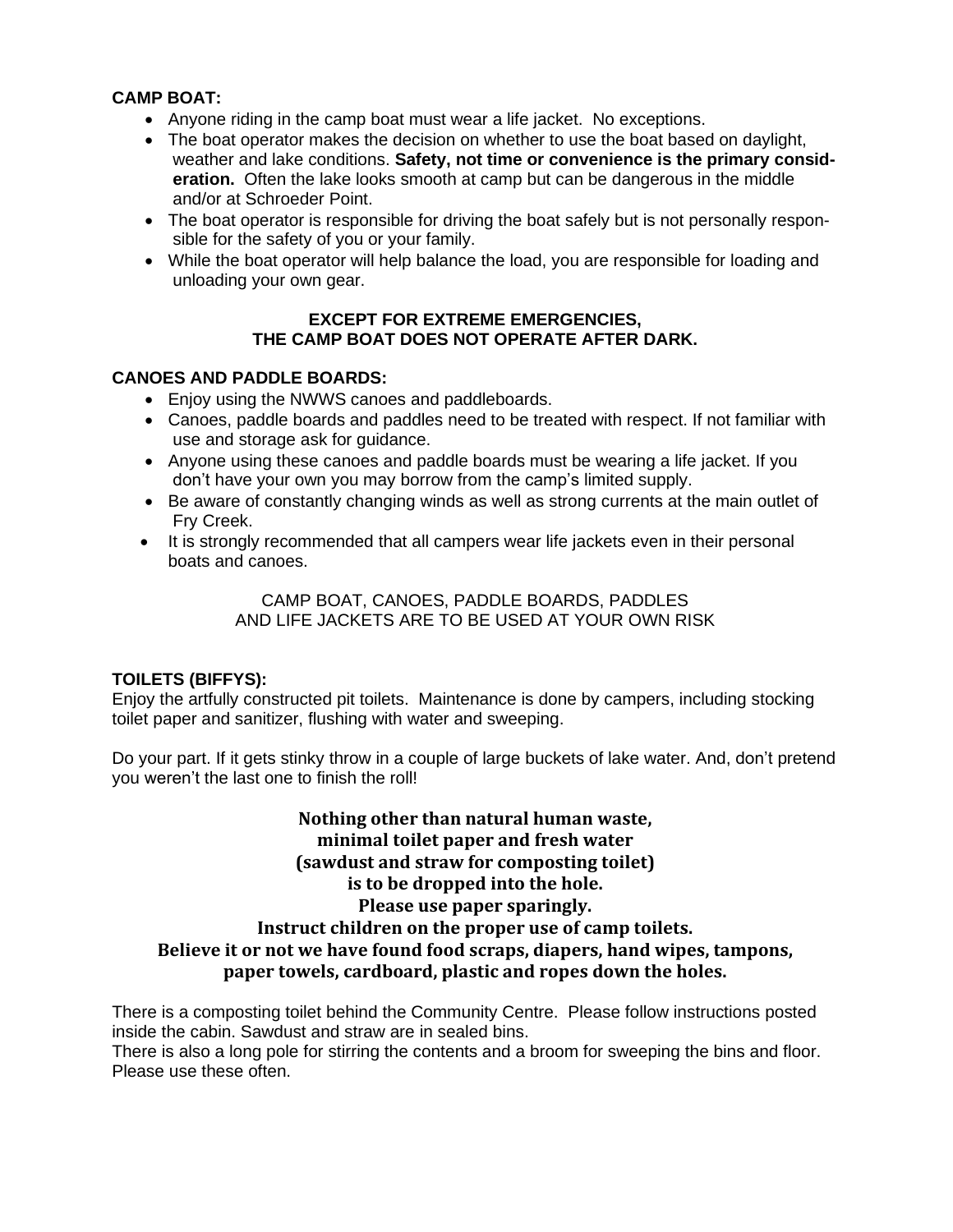**CAMP BOAT:**

- Anyone riding in the camp boat must wear a life jacket. No exceptions.
- The boat operator makes the decision on whether to use the boat based on daylight, weather and lake conditions. **Safety, not time or convenience is the primary consideration.** Often the lake looks smooth at camp but can be dangerous in the middle and/or at Schroeder Point.
- The boat operator is responsible for driving the boat safely but is not personally responsible for the safety of you or your family.
- While the boat operator will help balance the load, you are responsible for loading and unloading your own gear.

**EXCEPT FOR EXTREME EMERGENCIES,**
**THE CAMP BOAT DOES NOT OPERATE AFTER DARK.**

**CANOES AND PADDLE BOARDS:**

- Enjoy using the NWWS canoes and paddleboards.
- Canoes, paddle boards and paddles need to be treated with respect. If not familiar with use and storage ask for guidance.
- Anyone using these canoes and paddle boards must be wearing a life jacket. If you don't have your own you may borrow from the camp's limited supply.
- Be aware of constantly changing winds as well as strong currents at the main outlet of Fry Creek.
- It is strongly recommended that all campers wear life jackets even in their personal boats and canoes.

CAMP BOAT, CANOES, PADDLE BOARDS, PADDLES
AND LIFE JACKETS ARE TO BE USED AT YOUR OWN RISK

**TOILETS (BIFFYS):**

Enjoy the artfully constructed pit toilets. Maintenance is done by campers, including stocking toilet paper and sanitizer, flushing with water and sweeping.

Do your part. If it gets stinky throw in a couple of large buckets of lake water. And, don't pretend you weren't the last one to finish the roll!

**Nothing other than natural human waste,**
**minimal toilet paper and fresh water**
**(sawdust and straw for composting toilet)**
**is to be dropped into the hole.**
**Please use paper sparingly.**
**Instruct children on the proper use of camp toilets.**
**Believe it or not we have found food scraps, diapers, hand wipes, tampons, paper towels, cardboard, plastic and ropes down the holes.**

There is a composting toilet behind the Community Centre. Please follow instructions posted inside the cabin. Sawdust and straw are in sealed bins.
There is also a long pole for stirring the contents and a broom for sweeping the bins and floor. Please use these often.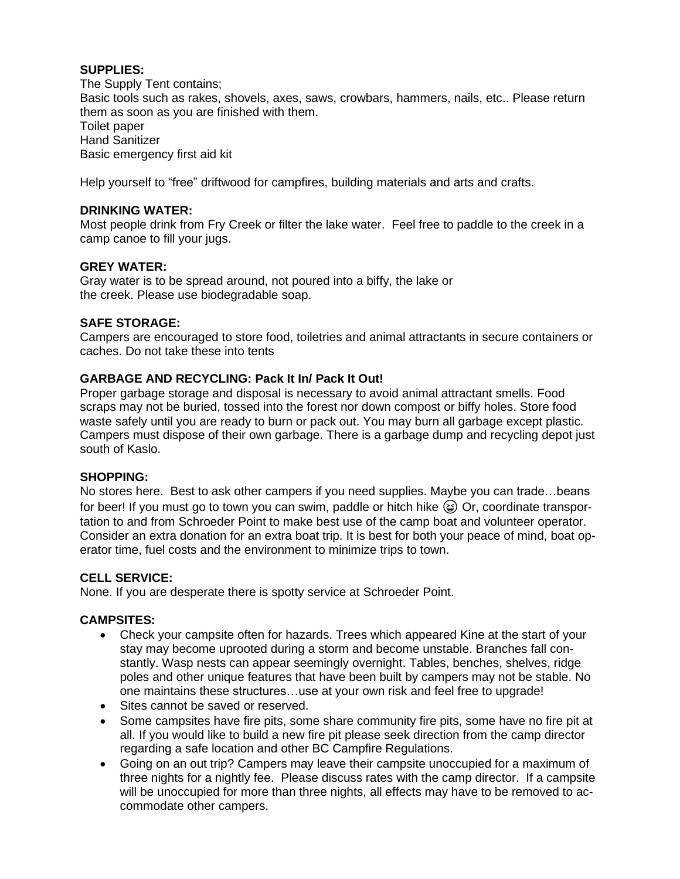**SUPPLIES:**
The Supply Tent contains;
Basic tools such as rakes, shovels, axes, saws, crowbars, hammers, nails, etc.. Please return them as soon as you are finished with them.
Toilet paper
Hand Sanitizer
Basic emergency first aid kit

Help yourself to “free” driftwood for campfires, building materials and arts and crafts.

**DRINKING WATER:**
Most people drink from Fry Creek or filter the lake water. Feel free to paddle to the creek in a camp canoe to fill your jugs.

**GREY WATER:**
Gray water is to be spread around, not poured into a biffy, the lake or the creek. Please use biodegradable soap.

**SAFE STORAGE:**
Campers are encouraged to store food, toiletries and animal attractants in secure containers or caches. Do not take these into tents

**GARBAGE AND RECYCLING: Pack It In/ Pack It Out!**
Proper garbage storage and disposal is necessary to avoid animal attractant smells. Food scraps may not be buried, tossed into the forest nor down compost or biffy holes. Store food waste safely until you are ready to burn or pack out. You may burn all garbage except plastic. Campers must dispose of their own garbage. There is a garbage dump and recycling depot just south of Kaslo.

**SHOPPING:**
No stores here. Best to ask other campers if you need supplies. Maybe you can trade…beans for beer! If you must go to town you can swim, paddle or hitch hike 😆 Or, coordinate transportation to and from Schroeder Point to make best use of the camp boat and volunteer operator. Consider an extra donation for an extra boat trip. It is best for both your peace of mind, boat operator time, fuel costs and the environment to minimize trips to town.

**CELL SERVICE:**
None. If you are desperate there is spotty service at Schroeder Point.

**CAMPSITES:**

- Check your campsite often for hazards. Trees which appeared Kine at the start of your stay may become uprooted during a storm and become unstable. Branches fall constantly. Wasp nests can appear seemingly overnight. Tables, benches, shelves, ridge poles and other unique features that have been built by campers may not be stable. No one maintains these structures…use at your own risk and feel free to upgrade!
- Sites cannot be saved or reserved.
- Some campsites have fire pits, some share community fire pits, some have no fire pit at all. If you would like to build a new fire pit please seek direction from the camp director regarding a safe location and other BC Campfire Regulations.
- Going on an out trip? Campers may leave their campsite unoccupied for a maximum of three nights for a nightly fee. Please discuss rates with the camp director. If a campsite will be unoccupied for more than three nights, all effects may have to be removed to accommodate other campers.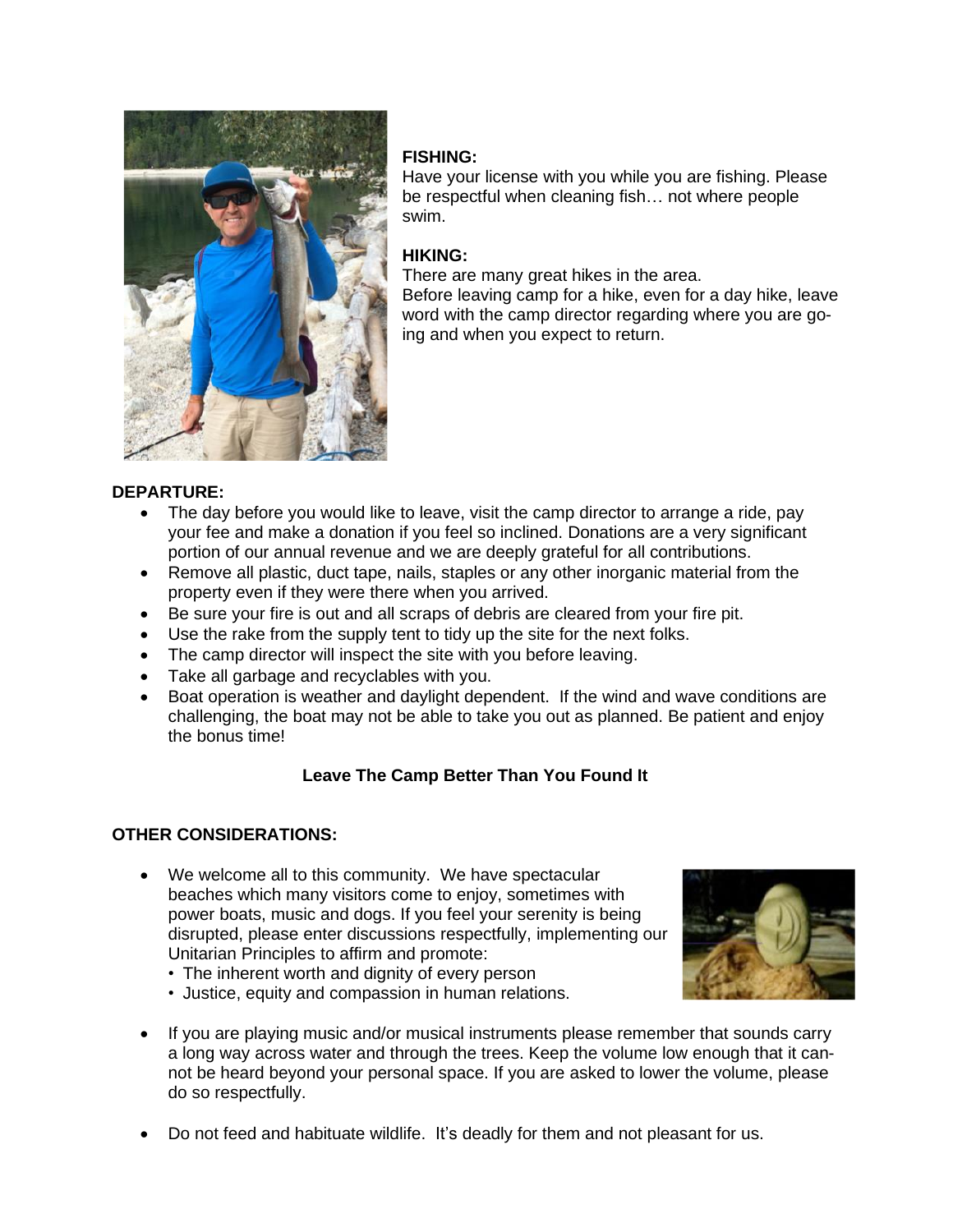**FISHING:**

Have your license with you while you are fishing. Please be respectful when cleaning fish… not where people swim.

**HIKING:**

There are many great hikes in the area.
Before leaving camp for a hike, even for a day hike, leave word with the camp director regarding where you are going and when you expect to return.

**DEPARTURE:**

- The day before you would like to leave, visit the camp director to arrange a ride, pay your fee and make a donation if you feel so inclined. Donations are a very significant portion of our annual revenue and we are deeply grateful for all contributions.
- Remove all plastic, duct tape, nails, staples or any other inorganic material from the property even if they were there when you arrived.
- Be sure your fire is out and all scraps of debris are cleared from your fire pit.
- Use the rake from the supply tent to tidy up the site for the next folks.
- The camp director will inspect the site with you before leaving.
- Take all garbage and recyclables with you.
- Boat operation is weather and daylight dependent. If the wind and wave conditions are challenging, the boat may not be able to take you out as planned. Be patient and enjoy the bonus time!

**Leave The Camp Better Than You Found It**

**OTHER CONSIDERATIONS:**

- We welcome all to this community. We have spectacular beaches which many visitors come to enjoy, sometimes with power boats, music and dogs. If you feel your serenity is being disrupted, please enter discussions respectfully, implementing our Unitarian Principles to affirm and promote:
  - The inherent worth and dignity of every person
  - Justice, equity and compassion in human relations.
- If you are playing music and/or musical instruments please remember that sounds carry a long way across water and through the trees. Keep the volume low enough that it cannot be heard beyond your personal space. If you are asked to lower the volume, please do so respectfully.
- Do not feed and habituate wildlife. It's deadly for them and not pleasant for us.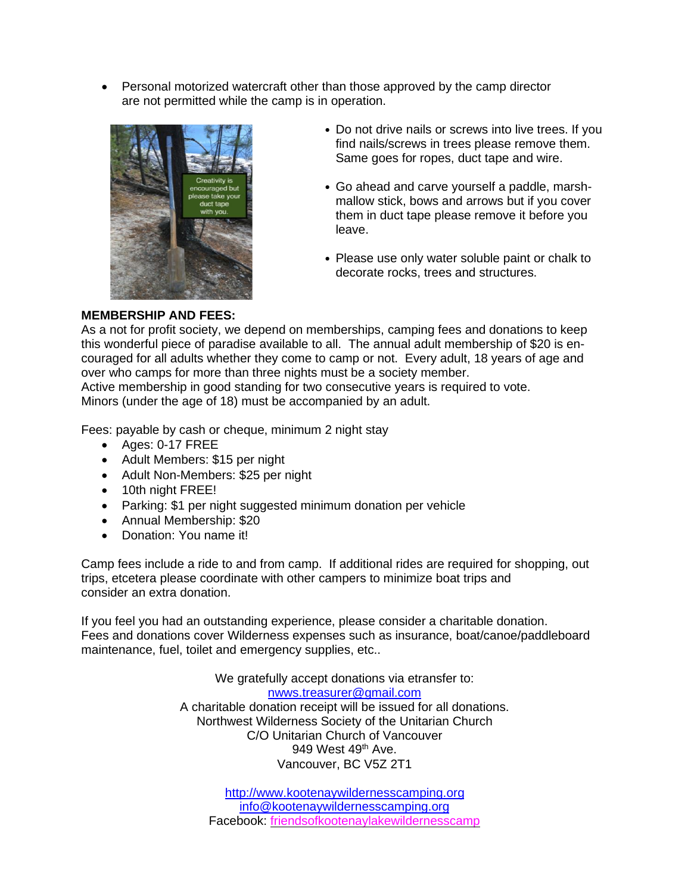- Personal motorized watercraft other than those approved by the camp director are not permitted while the camp is in operation.

- Do not drive nails or screws into live trees. If you find nails/screws in trees please remove them. Same goes for ropes, duct tape and wire.

- Go ahead and carve yourself a paddle, marsh-mallow stick, bows and arrows but if you cover them in duct tape please remove it before you leave.

- Please use only water soluble paint or chalk to decorate rocks, trees and structures.

**MEMBERSHIP AND FEES:**

As a not for profit society, we depend on memberships, camping fees and donations to keep this wonderful piece of paradise available to all. The annual adult membership of $20 is encouraged for all adults whether they come to camp or not. Every adult, 18 years of age and over who camps for more than three nights must be a society member.
Active membership in good standing for two consecutive years is required to vote.
Minors (under the age of 18) must be accompanied by an adult.

Fees: payable by cash or cheque, minimum 2 night stay

- Ages: 0-17 FREE
- Adult Members: $15 per night
- Adult Non-Members: $25 per night
- 10th night FREE!
- Parking: $1 per night suggested minimum donation per vehicle
- Annual Membership: $20
- Donation: You name it!

Camp fees include a ride to and from camp. If additional rides are required for shopping, out trips, etcetera please coordinate with other campers to minimize boat trips and consider an extra donation.

If you feel you had an outstanding experience, please consider a charitable donation.
Fees and donations cover Wilderness expenses such as insurance, boat/canoe/paddleboard maintenance, fuel, toilet and emergency supplies, etc..

We gratefully accept donations via etransfer to:
nwws.treasurer@gmail.com
A charitable donation receipt will be issued for all donations.
Northwest Wilderness Society of the Unitarian Church
C/O Unitarian Church of Vancouver
949 West 49th Ave.
Vancouver, BC V5Z 2T1

http://www.kootenaywildernesscamping.org
info@kootenaywildernesscamping.org
Facebook: friendsofkootenaylakewildernesscamp